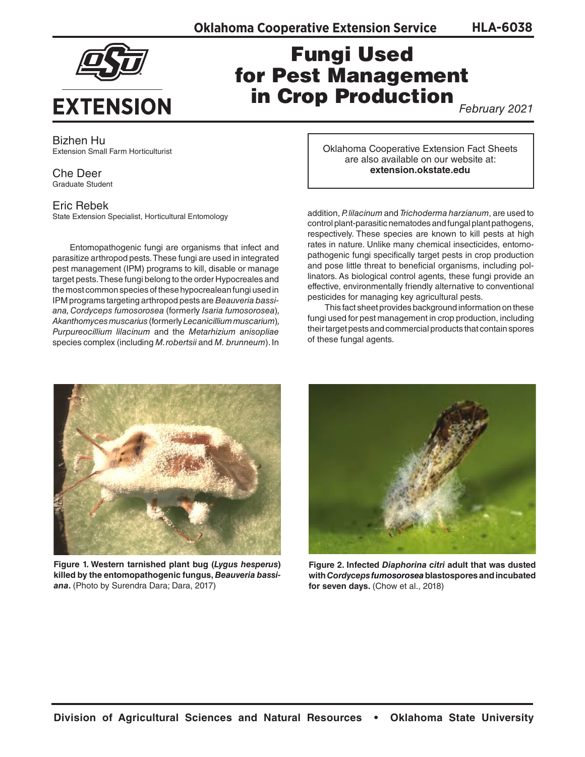# Fungi Used for Pest Management in Crop Production

February 2021

Bizhen Hu
Extension Small Farm Horticulturist

Che Deer
Graduate Student

Eric Rebek
State Extension Specialist, Horticultural Entomology

Oklahoma Cooperative Extension Fact Sheets are also available on our website at: **extension.okstate.edu**

Entomopathogenic fungi are organisms that infect and parasitize arthropod pests. These fungi are used in integrated pest management (IPM) programs to kill, disable or manage target pests. These fungi belong to the order Hypocreales and the most common species of these hypocrealean fungi used in IPM programs targeting arthropod pests are *Beauveria bassiana, Cordyceps fumosorosea* (formerly *Isaria fumosorosea*), *Akanthomyces muscarius* (formerly *Lecanicillium muscarium*), *Purpureocillium lilacinum* and the *Metarhizium anisopliae* species complex (including *M. robertsii* and *M. brunneum*). In addition, *P. lilacinum* and *Trichoderma harzianum*, are used to control plant-parasitic nematodes and fungal plant pathogens, respectively. These species are known to kill pests at high rates in nature. Unlike many chemical insecticides, entomopathogenic fungi specifically target pests in crop production and pose little threat to beneficial organisms, including pollinators. As biological control agents, these fungi provide an effective, environmentally friendly alternative to conventional pesticides for managing key agricultural pests.

This fact sheet provides background information on these fungi used for pest management in crop production, including their target pests and commercial products that contain spores of these fungal agents.

**Figure 1. Western tarnished plant bug (*Lygus hesperus*) killed by the entomopathogenic fungus, *Beauveria bassiana*.** (Photo by Surendra Dara; Dara, 2017)

**Figure 2. Infected *Diaphorina citri* adult that was dusted with *Cordyceps fumosorosea* blastospores and incubated for seven days.** (Chow et al., 2018)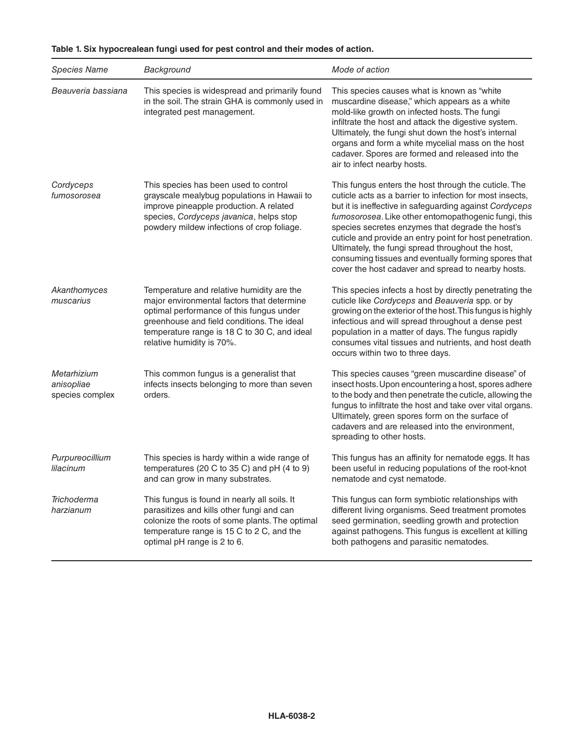**Table 1. Six hypocrealean fungi used for pest control and their modes of action.**

| *Species Name* | *Background* | *Mode of action* |
|---|---|---|
| *Beauveria bassiana* | This species is widespread and primarily found in the soil. The strain GHA is commonly used in integrated pest management. | This species causes what is known as "white muscardine disease," which appears as a white mold-like growth on infected hosts. The fungi infiltrate the host and attack the digestive system. Ultimately, the fungi shut down the host's internal organs and form a white mycelial mass on the host cadaver. Spores are formed and released into the air to infect nearby hosts. |
| *Cordyceps fumosorosea* | This species has been used to control grayscale mealybug populations in Hawaii to improve pineapple production. A related species, *Cordyceps javanica*, helps stop powdery mildew infections of crop foliage. | This fungus enters the host through the cuticle. The cuticle acts as a barrier to infection for most insects, but it is ineffective in safeguarding against *Cordyceps fumosorosea*. Like other entomopathogenic fungi, this species secretes enzymes that degrade the host's cuticle and provide an entry point for host penetration. Ultimately, the fungi spread throughout the host, consuming tissues and eventually forming spores that cover the host cadaver and spread to nearby hosts. |
| *Akanthomyces muscarius* | Temperature and relative humidity are the major environmental factors that determine optimal performance of this fungus under greenhouse and field conditions. The ideal temperature range is 18 C to 30 C, and ideal relative humidity is 70%. | This species infects a host by directly penetrating the cuticle like *Cordyceps* and *Beauveria* spp. or by growing on the exterior of the host. This fungus is highly infectious and will spread throughout a dense pest population in a matter of days. The fungus rapidly consumes vital tissues and nutrients, and host death occurs within two to three days. |
| *Metarhizium anisopliae* species complex | This common fungus is a generalist that infects insects belonging to more than seven orders. | This species causes "green muscardine disease" of insect hosts. Upon encountering a host, spores adhere to the body and then penetrate the cuticle, allowing the fungus to infiltrate the host and take over vital organs. Ultimately, green spores form on the surface of cadavers and are released into the environment, spreading to other hosts. |
| *Purpureocillium lilacinum* | This species is hardy within a wide range of temperatures (20 C to 35 C) and pH (4 to 9) and can grow in many substrates. | This fungus has an affinity for nematode eggs. It has been useful in reducing populations of the root-knot nematode and cyst nematode. |
| *Trichoderma harzianum* | This fungus is found in nearly all soils. It parasitizes and kills other fungi and can colonize the roots of some plants. The optimal temperature range is 15 C to 2 C, and the optimal pH range is 2 to 6. | This fungus can form symbiotic relationships with different living organisms. Seed treatment promotes seed germination, seedling growth and protection against pathogens. This fungus is excellent at killing both pathogens and parasitic nematodes. |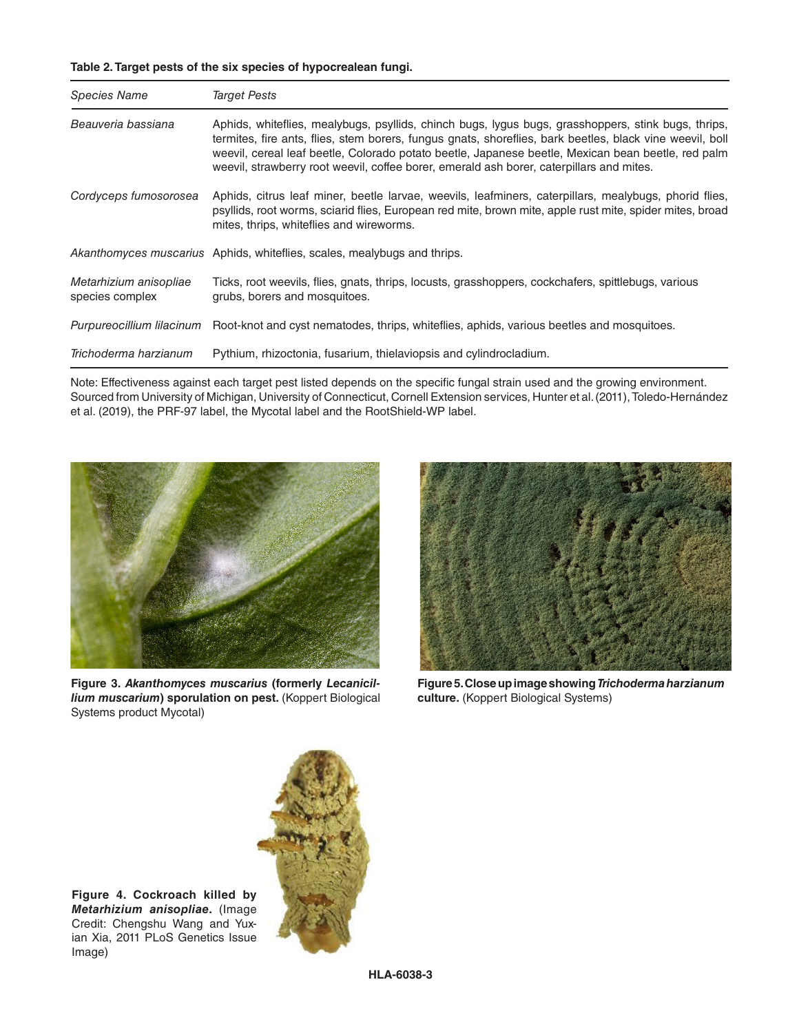**Table 2. Target pests of the six species of hypocrealean fungi.**

| *Species Name* | *Target Pests* |
|---|---|
| *Beauveria bassiana* | Aphids, whiteflies, mealybugs, psyllids, chinch bugs, lygus bugs, grasshoppers, stink bugs, thrips, termites, fire ants, flies, stem borers, fungus gnats, shoreflies, bark beetles, black vine weevil, boll weevil, cereal leaf beetle, Colorado potato beetle, Japanese beetle, Mexican bean beetle, red palm weevil, strawberry root weevil, coffee borer, emerald ash borer, caterpillars and mites. |
| *Cordyceps fumosorosea* | Aphids, citrus leaf miner, beetle larvae, weevils, leafminers, caterpillars, mealybugs, phorid flies, psyllids, root worms, sciarid flies, European red mite, brown mite, apple rust mite, spider mites, broad mites, thrips, whiteflies and wireworms. |
| *Akanthomyces muscarius* | Aphids, whiteflies, scales, mealybugs and thrips. |
| *Metarhizium anisopliae* species complex | Ticks, root weevils, flies, gnats, thrips, locusts, grasshoppers, cockchafers, spittlebugs, various grubs, borers and mosquitoes. |
| *Purpureocillium lilacinum* | Root-knot and cyst nematodes, thrips, whiteflies, aphids, various beetles and mosquitoes. |
| *Trichoderma harzianum* | Pythium, rhizoctonia, fusarium, thielaviopsis and cylindrocladium. |

Note: Effectiveness against each target pest listed depends on the specific fungal strain used and the growing environment. Sourced from University of Michigan, University of Connecticut, Cornell Extension services, Hunter et al. (2011), Toledo-Hernández et al. (2019), the PRF-97 label, the Mycotal label and the RootShield-WP label.

**Figure 3. *Akanthomyces muscarius* (formerly *Lecanicillium muscarium*) sporulation on pest.** (Koppert Biological Systems product Mycotal)

**Figure 5. Close up image showing *Trichoderma harzianum* culture.** (Koppert Biological Systems)

**Figure 4. Cockroach killed by *Metarhizium anisopliae*.** (Image Credit: Chengshu Wang and Yuxian Xia, 2011 PLoS Genetics Issue Image)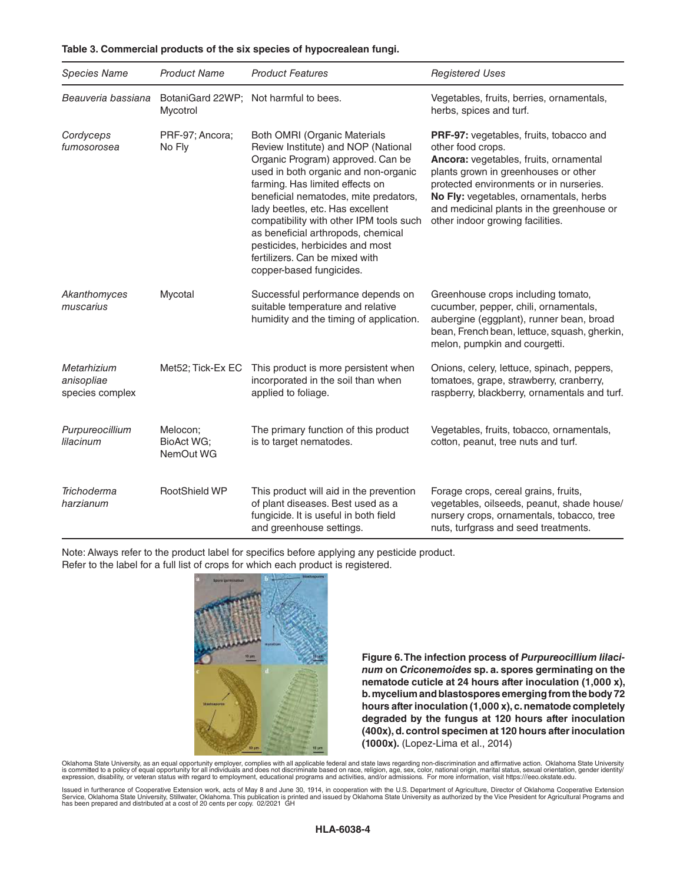**Table 3. Commercial products of the six species of hypocrealean fungi.**

| *Species Name* | *Product Name* | *Product Features* | *Registered Uses* |
|---|---|---|---|
| *Beauveria bassiana* | BotaniGard 22WP; Mycotrol | Not harmful to bees. | Vegetables, fruits, berries, ornamentals, herbs, spices and turf. |
| *Cordyceps fumosorosea* | PRF-97; Ancora; No Fly | Both OMRI (Organic Materials Review Institute) and NOP (National Organic Program) approved. Can be used in both organic and non-organic farming. Has limited effects on beneficial nematodes, mite predators, lady beetles, etc. Has excellent compatibility with other IPM tools such as beneficial arthropods, chemical pesticides, herbicides and most fertilizers. Can be mixed with copper-based fungicides. | **PRF-97:** vegetables, fruits, tobacco and other food crops. **Ancora:** vegetables, fruits, ornamental plants grown in greenhouses or other protected environments or in nurseries. **No Fly:** vegetables, ornamentals, herbs and medicinal plants in the greenhouse or other indoor growing facilities. |
| *Akanthomyces muscarius* | Mycotal | Successful performance depends on suitable temperature and relative humidity and the timing of application. | Greenhouse crops including tomato, cucumber, pepper, chili, ornamentals, aubergine (eggplant), runner bean, broad bean, French bean, lettuce, squash, gherkin, melon, pumpkin and courgetti. |
| *Metarhizium anisopliae* species complex | Met52; Tick-Ex EC | This product is more persistent when incorporated in the soil than when applied to foliage. | Onions, celery, lettuce, spinach, peppers, tomatoes, grape, strawberry, cranberry, raspberry, blackberry, ornamentals and turf. |
| *Purpureocillium lilacinum* | Melocon; BioAct WG; NemOut WG | The primary function of this product is to target nematodes. | Vegetables, fruits, tobacco, ornamentals, cotton, peanut, tree nuts and turf. |
| *Trichoderma harzianum* | RootShield WP | This product will aid in the prevention of plant diseases. Best used as a fungicide. It is useful in both field and greenhouse settings. | Forage crops, cereal grains, fruits, vegetables, oilseeds, peanut, shade house/nursery crops, ornamentals, tobacco, tree nuts, turfgrass and seed treatments. |

Note: Always refer to the product label for specifics before applying any pesticide product.
Refer to the label for a full list of crops for which each product is registered.

**Figure 6. The infection process of *Purpureocillium lilacinum* on *Criconemoides* sp. a. spores germinating on the nematode cuticle at 24 hours after inoculation (1,000 x), b. mycelium and blastospores emerging from the body 72 hours after inoculation (1,000 x), c. nematode completely degraded by the fungus at 120 hours after inoculation (400x), d. control specimen at 120 hours after inoculation (1000x).** (Lopez-Lima et al., 2014)

Oklahoma State University, as an equal opportunity employer, complies with all applicable federal and state laws regarding non-discrimination and affirmative action. Oklahoma State University is committed to a policy of equal opportunity for all individuals and does not discriminate based on race, religion, age, sex, color, national origin, marital status, sexual orientation, gender identity/expression, disability, or veteran status with regard to employment, educational programs and activities, and/or admissions. For more information, visit https:///eeo.okstate.edu.

Issued in furtherance of Cooperative Extension work, acts of May 8 and June 30, 1914, in cooperation with the U.S. Department of Agriculture, Director of Oklahoma Cooperative Extension Service, Oklahoma State University, Stillwater, Oklahoma. This publication is printed and issued by Oklahoma State University as authorized by the Vice President for Agricultural Programs and has been prepared and distributed at a cost of 20 cents per copy. 02/2021 GH